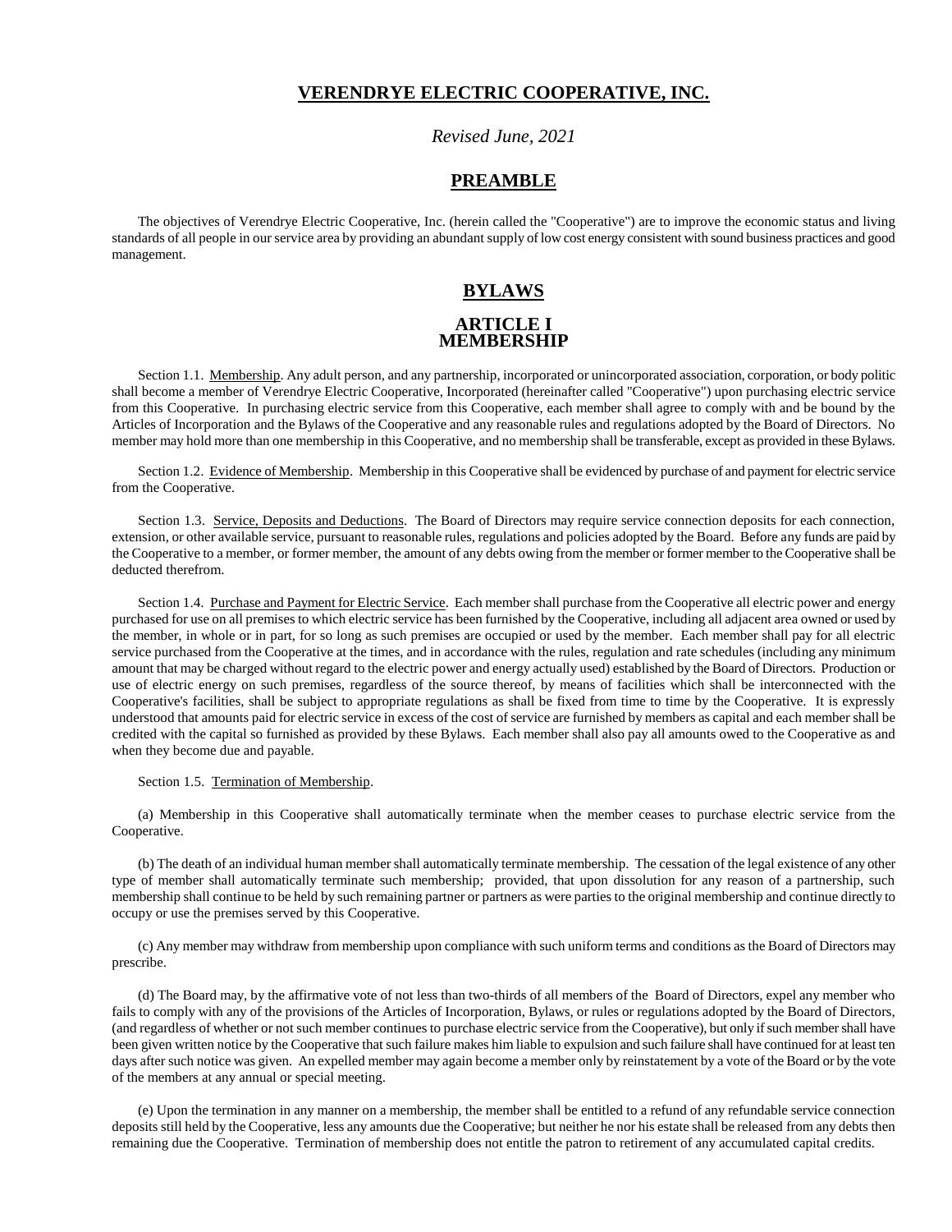# VERENDRYE ELECTRIC COOPERATIVE, INC.

*Revised June, 2021*

## PREAMBLE

The objectives of Verendrye Electric Cooperative, Inc. (herein called the "Cooperative") are to improve the economic status and living standards of all people in our service area by providing an abundant supply of low cost energy consistent with sound business practices and good management.

## BYLAWS

### ARTICLE I
### MEMBERSHIP

Section 1.1. Membership. Any adult person, and any partnership, incorporated or unincorporated association, corporation, or body politic shall become a member of Verendrye Electric Cooperative, Incorporated (hereinafter called "Cooperative") upon purchasing electric service from this Cooperative. In purchasing electric service from this Cooperative, each member shall agree to comply with and be bound by the Articles of Incorporation and the Bylaws of the Cooperative and any reasonable rules and regulations adopted by the Board of Directors. No member may hold more than one membership in this Cooperative, and no membership shall be transferable, except as provided in these Bylaws.

Section 1.2. Evidence of Membership. Membership in this Cooperative shall be evidenced by purchase of and payment for electric service from the Cooperative.

Section 1.3. Service, Deposits and Deductions. The Board of Directors may require service connection deposits for each connection, extension, or other available service, pursuant to reasonable rules, regulations and policies adopted by the Board. Before any funds are paid by the Cooperative to a member, or former member, the amount of any debts owing from the member or former member to the Cooperative shall be deducted therefrom.

Section 1.4. Purchase and Payment for Electric Service. Each member shall purchase from the Cooperative all electric power and energy purchased for use on all premises to which electric service has been furnished by the Cooperative, including all adjacent area owned or used by the member, in whole or in part, for so long as such premises are occupied or used by the member. Each member shall pay for all electric service purchased from the Cooperative at the times, and in accordance with the rules, regulation and rate schedules (including any minimum amount that may be charged without regard to the electric power and energy actually used) established by the Board of Directors. Production or use of electric energy on such premises, regardless of the source thereof, by means of facilities which shall be interconnected with the Cooperative's facilities, shall be subject to appropriate regulations as shall be fixed from time to time by the Cooperative. It is expressly understood that amounts paid for electric service in excess of the cost of service are furnished by members as capital and each member shall be credited with the capital so furnished as provided by these Bylaws. Each member shall also pay all amounts owed to the Cooperative as and when they become due and payable.

Section 1.5. Termination of Membership.

(a) Membership in this Cooperative shall automatically terminate when the member ceases to purchase electric service from the Cooperative.

(b) The death of an individual human member shall automatically terminate membership. The cessation of the legal existence of any other type of member shall automatically terminate such membership; provided, that upon dissolution for any reason of a partnership, such membership shall continue to be held by such remaining partner or partners as were parties to the original membership and continue directly to occupy or use the premises served by this Cooperative.

(c) Any member may withdraw from membership upon compliance with such uniform terms and conditions as the Board of Directors may prescribe.

(d) The Board may, by the affirmative vote of not less than two-thirds of all members of the Board of Directors, expel any member who fails to comply with any of the provisions of the Articles of Incorporation, Bylaws, or rules or regulations adopted by the Board of Directors, (and regardless of whether or not such member continues to purchase electric service from the Cooperative), but only if such member shall have been given written notice by the Cooperative that such failure makes him liable to expulsion and such failure shall have continued for at least ten days after such notice was given. An expelled member may again become a member only by reinstatement by a vote of the Board or by the vote of the members at any annual or special meeting.

(e) Upon the termination in any manner on a membership, the member shall be entitled to a refund of any refundable service connection deposits still held by the Cooperative, less any amounts due the Cooperative; but neither he nor his estate shall be released from any debts then remaining due the Cooperative. Termination of membership does not entitle the patron to retirement of any accumulated capital credits.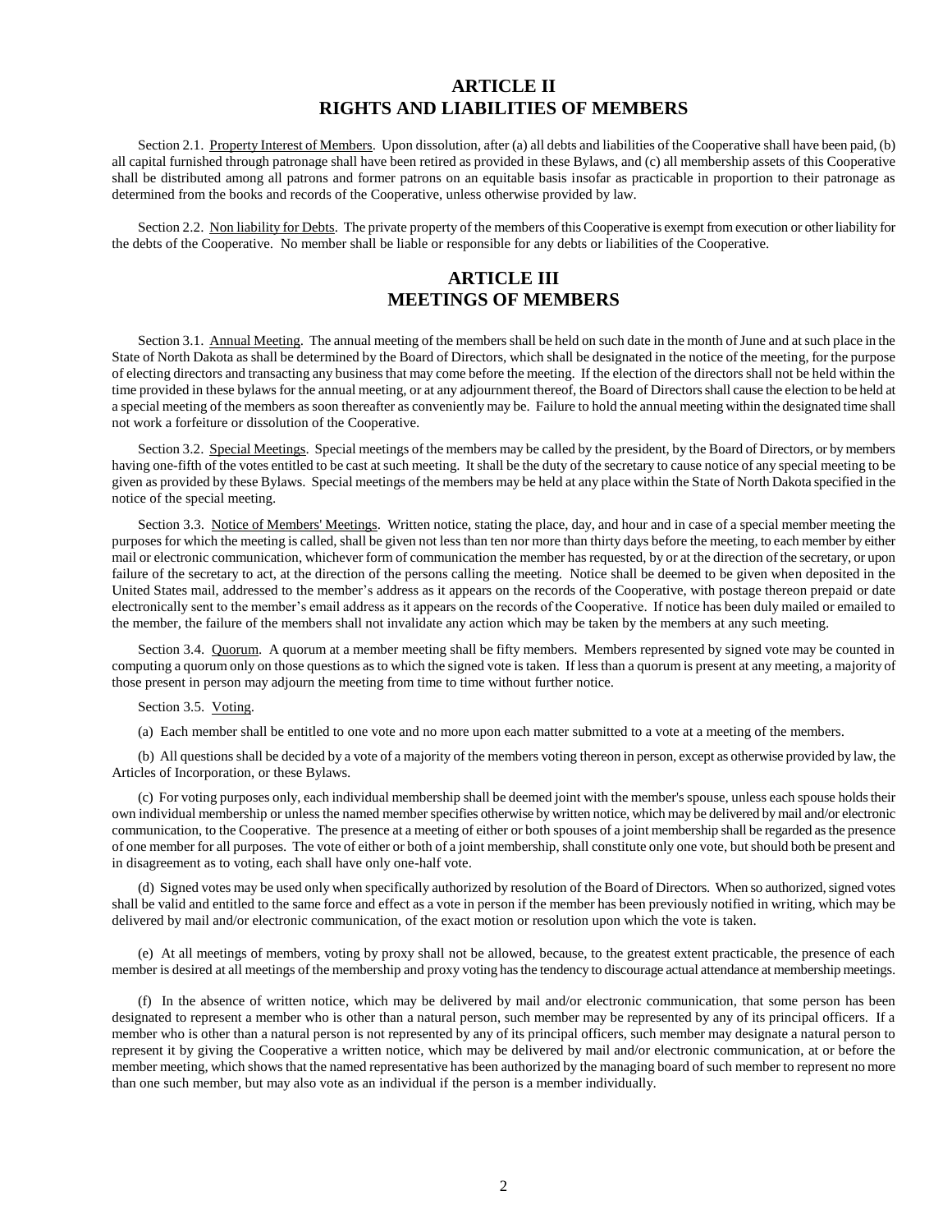## ARTICLE II
## RIGHTS AND LIABILITIES OF MEMBERS

Section 2.1. Property Interest of Members. Upon dissolution, after (a) all debts and liabilities of the Cooperative shall have been paid, (b) all capital furnished through patronage shall have been retired as provided in these Bylaws, and (c) all membership assets of this Cooperative shall be distributed among all patrons and former patrons on an equitable basis insofar as practicable in proportion to their patronage as determined from the books and records of the Cooperative, unless otherwise provided by law.

Section 2.2. Non liability for Debts. The private property of the members of this Cooperative is exempt from execution or other liability for the debts of the Cooperative. No member shall be liable or responsible for any debts or liabilities of the Cooperative.

## ARTICLE III
## MEETINGS OF MEMBERS

Section 3.1. Annual Meeting. The annual meeting of the members shall be held on such date in the month of June and at such place in the State of North Dakota as shall be determined by the Board of Directors, which shall be designated in the notice of the meeting, for the purpose of electing directors and transacting any business that may come before the meeting. If the election of the directors shall not be held within the time provided in these bylaws for the annual meeting, or at any adjournment thereof, the Board of Directors shall cause the election to be held at a special meeting of the members as soon thereafter as conveniently may be. Failure to hold the annual meeting within the designated time shall not work a forfeiture or dissolution of the Cooperative.

Section 3.2. Special Meetings. Special meetings of the members may be called by the president, by the Board of Directors, or by members having one-fifth of the votes entitled to be cast at such meeting. It shall be the duty of the secretary to cause notice of any special meeting to be given as provided by these Bylaws. Special meetings of the members may be held at any place within the State of North Dakota specified in the notice of the special meeting.

Section 3.3. Notice of Members' Meetings. Written notice, stating the place, day, and hour and in case of a special member meeting the purposes for which the meeting is called, shall be given not less than ten nor more than thirty days before the meeting, to each member by either mail or electronic communication, whichever form of communication the member has requested, by or at the direction of the secretary, or upon failure of the secretary to act, at the direction of the persons calling the meeting. Notice shall be deemed to be given when deposited in the United States mail, addressed to the member's address as it appears on the records of the Cooperative, with postage thereon prepaid or date electronically sent to the member's email address as it appears on the records of the Cooperative. If notice has been duly mailed or emailed to the member, the failure of the members shall not invalidate any action which may be taken by the members at any such meeting.

Section 3.4. Quorum. A quorum at a member meeting shall be fifty members. Members represented by signed vote may be counted in computing a quorum only on those questions as to which the signed vote is taken. If less than a quorum is present at any meeting, a majority of those present in person may adjourn the meeting from time to time without further notice.

Section 3.5. Voting.

(a) Each member shall be entitled to one vote and no more upon each matter submitted to a vote at a meeting of the members.

(b) All questions shall be decided by a vote of a majority of the members voting thereon in person, except as otherwise provided by law, the Articles of Incorporation, or these Bylaws.

(c) For voting purposes only, each individual membership shall be deemed joint with the member's spouse, unless each spouse holds their own individual membership or unless the named member specifies otherwise by written notice, which may be delivered by mail and/or electronic communication, to the Cooperative. The presence at a meeting of either or both spouses of a joint membership shall be regarded as the presence of one member for all purposes. The vote of either or both of a joint membership, shall constitute only one vote, but should both be present and in disagreement as to voting, each shall have only one-half vote.

(d) Signed votes may be used only when specifically authorized by resolution of the Board of Directors. When so authorized, signed votes shall be valid and entitled to the same force and effect as a vote in person if the member has been previously notified in writing, which may be delivered by mail and/or electronic communication, of the exact motion or resolution upon which the vote is taken.

(e) At all meetings of members, voting by proxy shall not be allowed, because, to the greatest extent practicable, the presence of each member is desired at all meetings of the membership and proxy voting has the tendency to discourage actual attendance at membership meetings.

(f) In the absence of written notice, which may be delivered by mail and/or electronic communication, that some person has been designated to represent a member who is other than a natural person, such member may be represented by any of its principal officers. If a member who is other than a natural person is not represented by any of its principal officers, such member may designate a natural person to represent it by giving the Cooperative a written notice, which may be delivered by mail and/or electronic communication, at or before the member meeting, which shows that the named representative has been authorized by the managing board of such member to represent no more than one such member, but may also vote as an individual if the person is a member individually.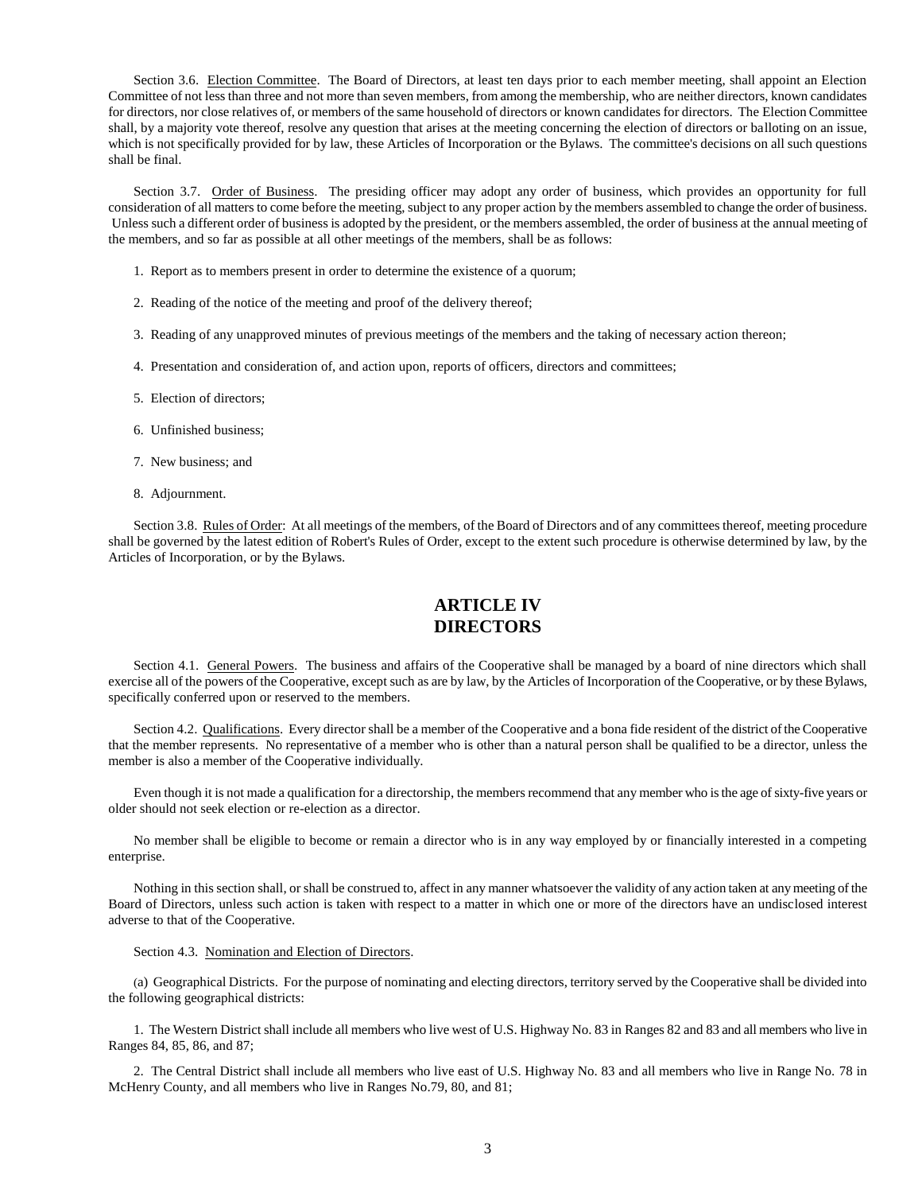Section 3.6. Election Committee. The Board of Directors, at least ten days prior to each member meeting, shall appoint an Election Committee of not less than three and not more than seven members, from among the membership, who are neither directors, known candidates for directors, nor close relatives of, or members of the same household of directors or known candidates for directors. The Election Committee shall, by a majority vote thereof, resolve any question that arises at the meeting concerning the election of directors or balloting on an issue, which is not specifically provided for by law, these Articles of Incorporation or the Bylaws. The committee's decisions on all such questions shall be final.

Section 3.7. Order of Business. The presiding officer may adopt any order of business, which provides an opportunity for full consideration of all matters to come before the meeting, subject to any proper action by the members assembled to change the order of business. Unless such a different order of business is adopted by the president, or the members assembled, the order of business at the annual meeting of the members, and so far as possible at all other meetings of the members, shall be as follows:

1. Report as to members present in order to determine the existence of a quorum;

2. Reading of the notice of the meeting and proof of the delivery thereof;

3. Reading of any unapproved minutes of previous meetings of the members and the taking of necessary action thereon;

4. Presentation and consideration of, and action upon, reports of officers, directors and committees;

5. Election of directors;

6. Unfinished business;

7. New business; and

8. Adjournment.

Section 3.8. Rules of Order: At all meetings of the members, of the Board of Directors and of any committees thereof, meeting procedure shall be governed by the latest edition of Robert's Rules of Order, except to the extent such procedure is otherwise determined by law, by the Articles of Incorporation, or by the Bylaws.

## ARTICLE IV
## DIRECTORS

Section 4.1. General Powers. The business and affairs of the Cooperative shall be managed by a board of nine directors which shall exercise all of the powers of the Cooperative, except such as are by law, by the Articles of Incorporation of the Cooperative, or by these Bylaws, specifically conferred upon or reserved to the members.

Section 4.2. Qualifications. Every director shall be a member of the Cooperative and a bona fide resident of the district of the Cooperative that the member represents. No representative of a member who is other than a natural person shall be qualified to be a director, unless the member is also a member of the Cooperative individually.

Even though it is not made a qualification for a directorship, the members recommend that any member who is the age of sixty-five years or older should not seek election or re-election as a director.

No member shall be eligible to become or remain a director who is in any way employed by or financially interested in a competing enterprise.

Nothing in this section shall, or shall be construed to, affect in any manner whatsoever the validity of any action taken at any meeting of the Board of Directors, unless such action is taken with respect to a matter in which one or more of the directors have an undisclosed interest adverse to that of the Cooperative.

Section 4.3. Nomination and Election of Directors.

(a) Geographical Districts. For the purpose of nominating and electing directors, territory served by the Cooperative shall be divided into the following geographical districts:

1. The Western District shall include all members who live west of U.S. Highway No. 83 in Ranges 82 and 83 and all members who live in Ranges 84, 85, 86, and 87;

2. The Central District shall include all members who live east of U.S. Highway No. 83 and all members who live in Range No. 78 in McHenry County, and all members who live in Ranges No.79, 80, and 81;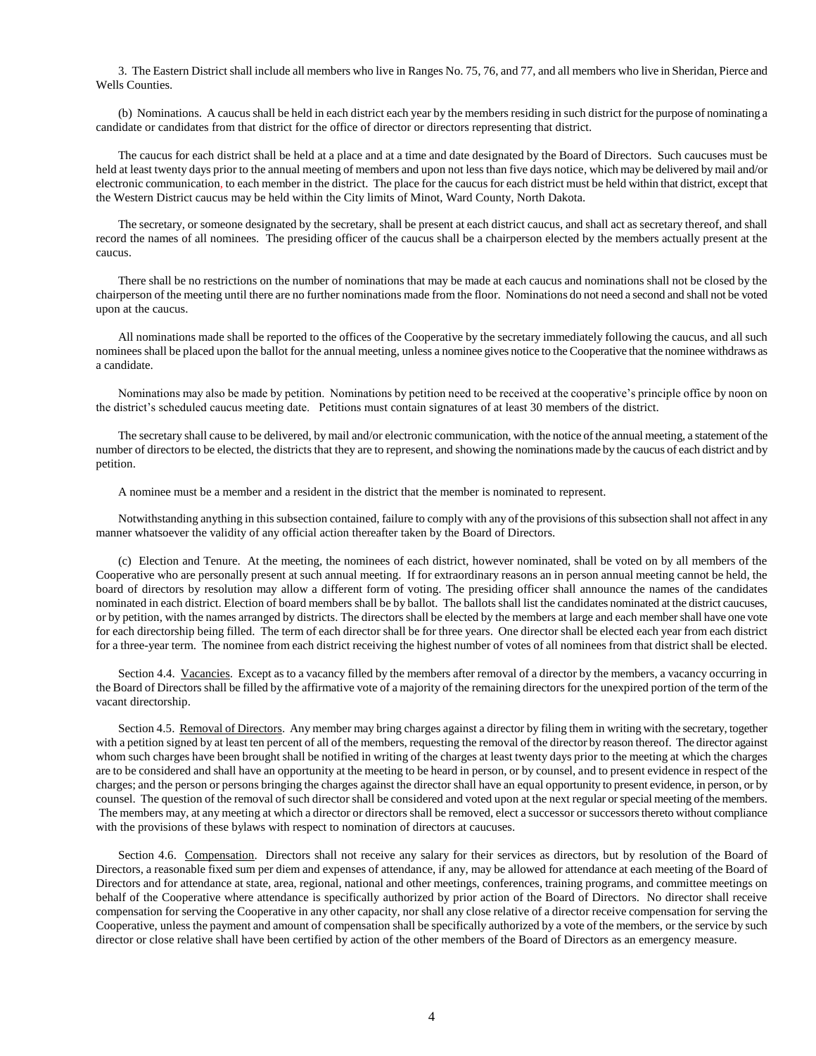3. The Eastern District shall include all members who live in Ranges No. 75, 76, and 77, and all members who live in Sheridan, Pierce and Wells Counties.

(b) Nominations. A caucus shall be held in each district each year by the members residing in such district for the purpose of nominating a candidate or candidates from that district for the office of director or directors representing that district.

The caucus for each district shall be held at a place and at a time and date designated by the Board of Directors. Such caucuses must be held at least twenty days prior to the annual meeting of members and upon not less than five days notice, which may be delivered by mail and/or electronic communication, to each member in the district. The place for the caucus for each district must be held within that district, except that the Western District caucus may be held within the City limits of Minot, Ward County, North Dakota.

The secretary, or someone designated by the secretary, shall be present at each district caucus, and shall act as secretary thereof, and shall record the names of all nominees. The presiding officer of the caucus shall be a chairperson elected by the members actually present at the caucus.

There shall be no restrictions on the number of nominations that may be made at each caucus and nominations shall not be closed by the chairperson of the meeting until there are no further nominations made from the floor. Nominations do not need a second and shall not be voted upon at the caucus.

All nominations made shall be reported to the offices of the Cooperative by the secretary immediately following the caucus, and all such nominees shall be placed upon the ballot for the annual meeting, unless a nominee gives notice to the Cooperative that the nominee withdraws as a candidate.

Nominations may also be made by petition. Nominations by petition need to be received at the cooperative's principle office by noon on the district's scheduled caucus meeting date. Petitions must contain signatures of at least 30 members of the district.

The secretary shall cause to be delivered, by mail and/or electronic communication, with the notice of the annual meeting, a statement of the number of directors to be elected, the districts that they are to represent, and showing the nominations made by the caucus of each district and by petition.

A nominee must be a member and a resident in the district that the member is nominated to represent.

Notwithstanding anything in this subsection contained, failure to comply with any of the provisions of this subsection shall not affect in any manner whatsoever the validity of any official action thereafter taken by the Board of Directors.

(c) Election and Tenure. At the meeting, the nominees of each district, however nominated, shall be voted on by all members of the Cooperative who are personally present at such annual meeting. If for extraordinary reasons an in person annual meeting cannot be held, the board of directors by resolution may allow a different form of voting. The presiding officer shall announce the names of the candidates nominated in each district. Election of board members shall be by ballot. The ballots shall list the candidates nominated at the district caucuses, or by petition, with the names arranged by districts. The directors shall be elected by the members at large and each member shall have one vote for each directorship being filled. The term of each director shall be for three years. One director shall be elected each year from each district for a three-year term. The nominee from each district receiving the highest number of votes of all nominees from that district shall be elected.

Section 4.4. Vacancies. Except as to a vacancy filled by the members after removal of a director by the members, a vacancy occurring in the Board of Directors shall be filled by the affirmative vote of a majority of the remaining directors for the unexpired portion of the term of the vacant directorship.

Section 4.5. Removal of Directors. Any member may bring charges against a director by filing them in writing with the secretary, together with a petition signed by at least ten percent of all of the members, requesting the removal of the director by reason thereof. The director against whom such charges have been brought shall be notified in writing of the charges at least twenty days prior to the meeting at which the charges are to be considered and shall have an opportunity at the meeting to be heard in person, or by counsel, and to present evidence in respect of the charges; and the person or persons bringing the charges against the director shall have an equal opportunity to present evidence, in person, or by counsel. The question of the removal of such director shall be considered and voted upon at the next regular or special meeting of the members. The members may, at any meeting at which a director or directors shall be removed, elect a successor or successors thereto without compliance with the provisions of these bylaws with respect to nomination of directors at caucuses.

Section 4.6. Compensation. Directors shall not receive any salary for their services as directors, but by resolution of the Board of Directors, a reasonable fixed sum per diem and expenses of attendance, if any, may be allowed for attendance at each meeting of the Board of Directors and for attendance at state, area, regional, national and other meetings, conferences, training programs, and committee meetings on behalf of the Cooperative where attendance is specifically authorized by prior action of the Board of Directors. No director shall receive compensation for serving the Cooperative in any other capacity, nor shall any close relative of a director receive compensation for serving the Cooperative, unless the payment and amount of compensation shall be specifically authorized by a vote of the members, or the service by such director or close relative shall have been certified by action of the other members of the Board of Directors as an emergency measure.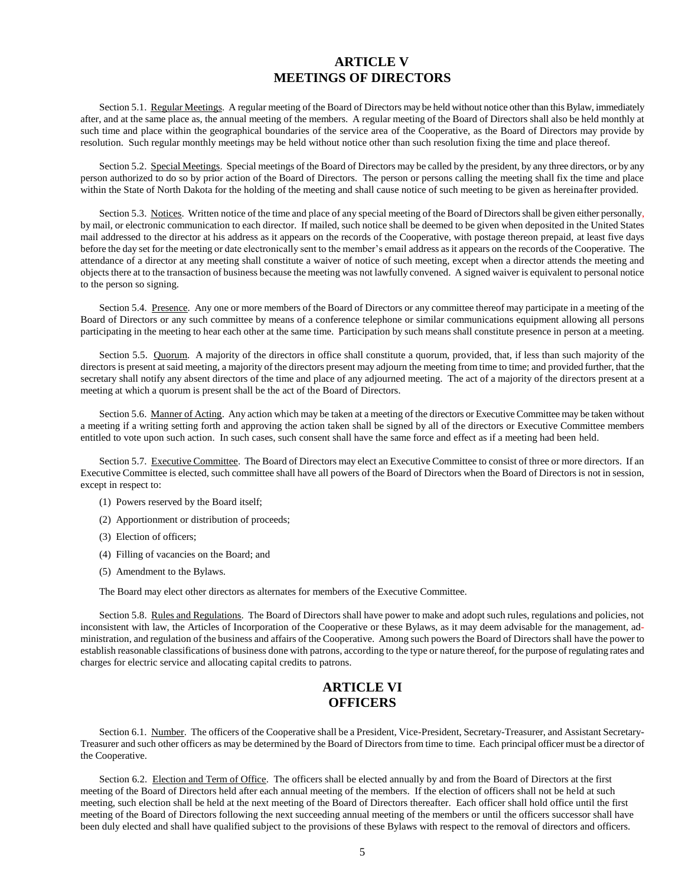# ARTICLE V
# MEETINGS OF DIRECTORS

Section 5.1. Regular Meetings. A regular meeting of the Board of Directors may be held without notice other than this Bylaw, immediately after, and at the same place as, the annual meeting of the members. A regular meeting of the Board of Directors shall also be held monthly at such time and place within the geographical boundaries of the service area of the Cooperative, as the Board of Directors may provide by resolution. Such regular monthly meetings may be held without notice other than such resolution fixing the time and place thereof.

Section 5.2. Special Meetings. Special meetings of the Board of Directors may be called by the president, by any three directors, or by any person authorized to do so by prior action of the Board of Directors. The person or persons calling the meeting shall fix the time and place within the State of North Dakota for the holding of the meeting and shall cause notice of such meeting to be given as hereinafter provided.

Section 5.3. Notices. Written notice of the time and place of any special meeting of the Board of Directors shall be given either personally, by mail, or electronic communication to each director. If mailed, such notice shall be deemed to be given when deposited in the United States mail addressed to the director at his address as it appears on the records of the Cooperative, with postage thereon prepaid, at least five days before the day set for the meeting or date electronically sent to the member's email address as it appears on the records of the Cooperative. The attendance of a director at any meeting shall constitute a waiver of notice of such meeting, except when a director attends the meeting and objects there at to the transaction of business because the meeting was not lawfully convened. A signed waiver is equivalent to personal notice to the person so signing.

Section 5.4. Presence. Any one or more members of the Board of Directors or any committee thereof may participate in a meeting of the Board of Directors or any such committee by means of a conference telephone or similar communications equipment allowing all persons participating in the meeting to hear each other at the same time. Participation by such means shall constitute presence in person at a meeting.

Section 5.5. Quorum. A majority of the directors in office shall constitute a quorum, provided, that, if less than such majority of the directors is present at said meeting, a majority of the directors present may adjourn the meeting from time to time; and provided further, that the secretary shall notify any absent directors of the time and place of any adjourned meeting. The act of a majority of the directors present at a meeting at which a quorum is present shall be the act of the Board of Directors.

Section 5.6. Manner of Acting. Any action which may be taken at a meeting of the directors or Executive Committee may be taken without a meeting if a writing setting forth and approving the action taken shall be signed by all of the directors or Executive Committee members entitled to vote upon such action. In such cases, such consent shall have the same force and effect as if a meeting had been held.

Section 5.7. Executive Committee. The Board of Directors may elect an Executive Committee to consist of three or more directors. If an Executive Committee is elected, such committee shall have all powers of the Board of Directors when the Board of Directors is not in session, except in respect to:

(1) Powers reserved by the Board itself;

(2) Apportionment or distribution of proceeds;

(3) Election of officers;

(4) Filling of vacancies on the Board; and

(5) Amendment to the Bylaws.

The Board may elect other directors as alternates for members of the Executive Committee.

Section 5.8. Rules and Regulations. The Board of Directors shall have power to make and adopt such rules, regulations and policies, not inconsistent with law, the Articles of Incorporation of the Cooperative or these Bylaws, as it may deem advisable for the management, administration, and regulation of the business and affairs of the Cooperative. Among such powers the Board of Directors shall have the power to establish reasonable classifications of business done with patrons, according to the type or nature thereof, for the purpose of regulating rates and charges for electric service and allocating capital credits to patrons.

# ARTICLE VI
# OFFICERS

Section 6.1. Number. The officers of the Cooperative shall be a President, Vice-President, Secretary-Treasurer, and Assistant Secretary-Treasurer and such other officers as may be determined by the Board of Directors from time to time. Each principal officer must be a director of the Cooperative.

Section 6.2. Election and Term of Office. The officers shall be elected annually by and from the Board of Directors at the first meeting of the Board of Directors held after each annual meeting of the members. If the election of officers shall not be held at such meeting, such election shall be held at the next meeting of the Board of Directors thereafter. Each officer shall hold office until the first meeting of the Board of Directors following the next succeeding annual meeting of the members or until the officers successor shall have been duly elected and shall have qualified subject to the provisions of these Bylaws with respect to the removal of directors and officers.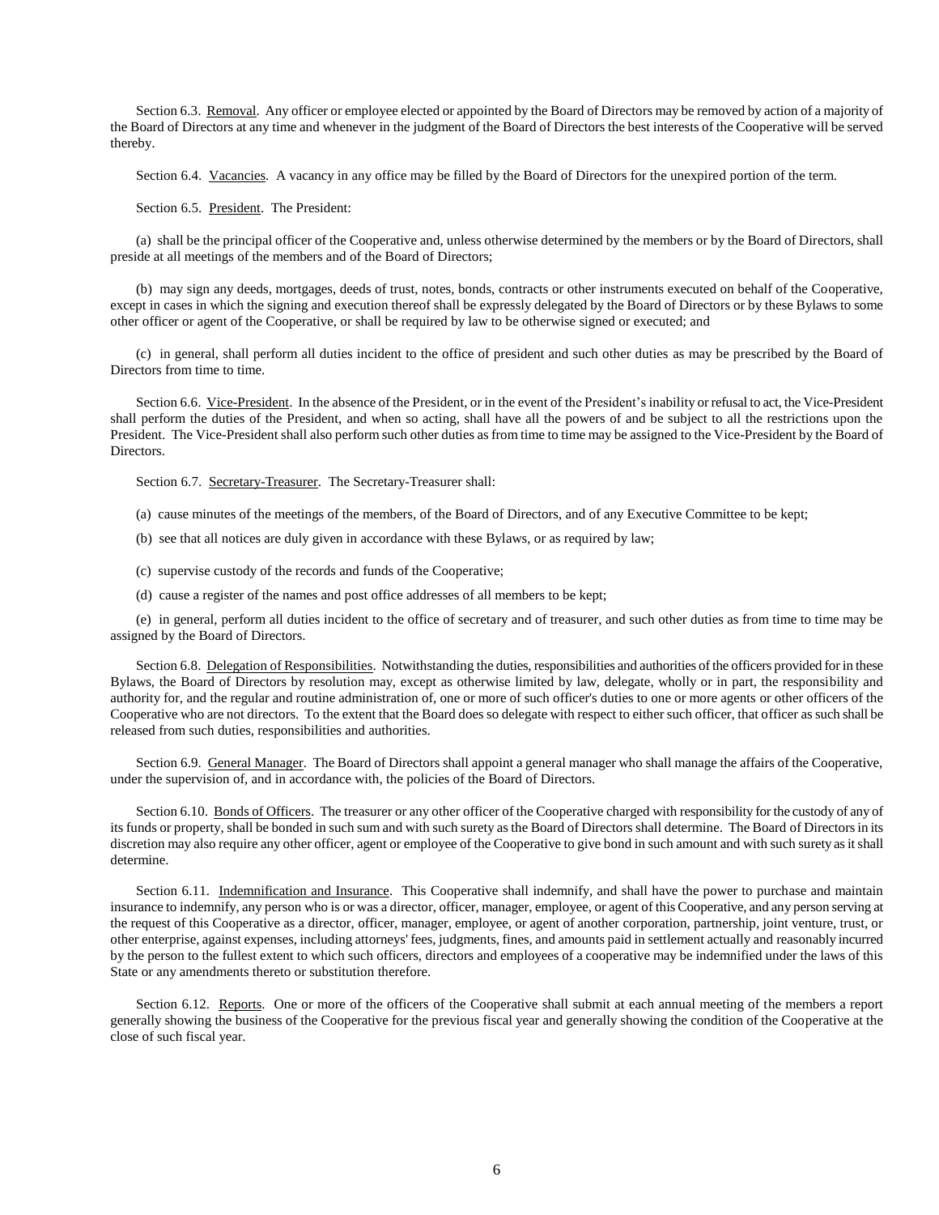Section 6.3. <u>Removal</u>. Any officer or employee elected or appointed by the Board of Directors may be removed by action of a majority of the Board of Directors at any time and whenever in the judgment of the Board of Directors the best interests of the Cooperative will be served thereby.

Section 6.4. <u>Vacancies</u>. A vacancy in any office may be filled by the Board of Directors for the unexpired portion of the term.

Section 6.5. <u>President</u>. The President:

(a) shall be the principal officer of the Cooperative and, unless otherwise determined by the members or by the Board of Directors, shall preside at all meetings of the members and of the Board of Directors;

(b) may sign any deeds, mortgages, deeds of trust, notes, bonds, contracts or other instruments executed on behalf of the Cooperative, except in cases in which the signing and execution thereof shall be expressly delegated by the Board of Directors or by these Bylaws to some other officer or agent of the Cooperative, or shall be required by law to be otherwise signed or executed; and

(c) in general, shall perform all duties incident to the office of president and such other duties as may be prescribed by the Board of Directors from time to time.

Section 6.6. <u>Vice-President</u>. In the absence of the President, or in the event of the President's inability or refusal to act, the Vice-President shall perform the duties of the President, and when so acting, shall have all the powers of and be subject to all the restrictions upon the President. The Vice-President shall also perform such other duties as from time to time may be assigned to the Vice-President by the Board of Directors.

Section 6.7. <u>Secretary-Treasurer</u>. The Secretary-Treasurer shall:

(a) cause minutes of the meetings of the members, of the Board of Directors, and of any Executive Committee to be kept;

(b) see that all notices are duly given in accordance with these Bylaws, or as required by law;

(c) supervise custody of the records and funds of the Cooperative;

(d) cause a register of the names and post office addresses of all members to be kept;

(e) in general, perform all duties incident to the office of secretary and of treasurer, and such other duties as from time to time may be assigned by the Board of Directors.

Section 6.8. <u>Delegation of Responsibilities</u>. Notwithstanding the duties, responsibilities and authorities of the officers provided for in these Bylaws, the Board of Directors by resolution may, except as otherwise limited by law, delegate, wholly or in part, the responsibility and authority for, and the regular and routine administration of, one or more of such officer's duties to one or more agents or other officers of the Cooperative who are not directors. To the extent that the Board does so delegate with respect to either such officer, that officer as such shall be released from such duties, responsibilities and authorities.

Section 6.9. <u>General Manager</u>. The Board of Directors shall appoint a general manager who shall manage the affairs of the Cooperative, under the supervision of, and in accordance with, the policies of the Board of Directors.

Section 6.10. <u>Bonds of Officers</u>. The treasurer or any other officer of the Cooperative charged with responsibility for the custody of any of its funds or property, shall be bonded in such sum and with such surety as the Board of Directors shall determine. The Board of Directors in its discretion may also require any other officer, agent or employee of the Cooperative to give bond in such amount and with such surety as it shall determine.

Section 6.11. <u>Indemnification and Insurance</u>. This Cooperative shall indemnify, and shall have the power to purchase and maintain insurance to indemnify, any person who is or was a director, officer, manager, employee, or agent of this Cooperative, and any person serving at the request of this Cooperative as a director, officer, manager, employee, or agent of another corporation, partnership, joint venture, trust, or other enterprise, against expenses, including attorneys' fees, judgments, fines, and amounts paid in settlement actually and reasonably incurred by the person to the fullest extent to which such officers, directors and employees of a cooperative may be indemnified under the laws of this State or any amendments thereto or substitution therefore.

Section 6.12. <u>Reports</u>. One or more of the officers of the Cooperative shall submit at each annual meeting of the members a report generally showing the business of the Cooperative for the previous fiscal year and generally showing the condition of the Cooperative at the close of such fiscal year.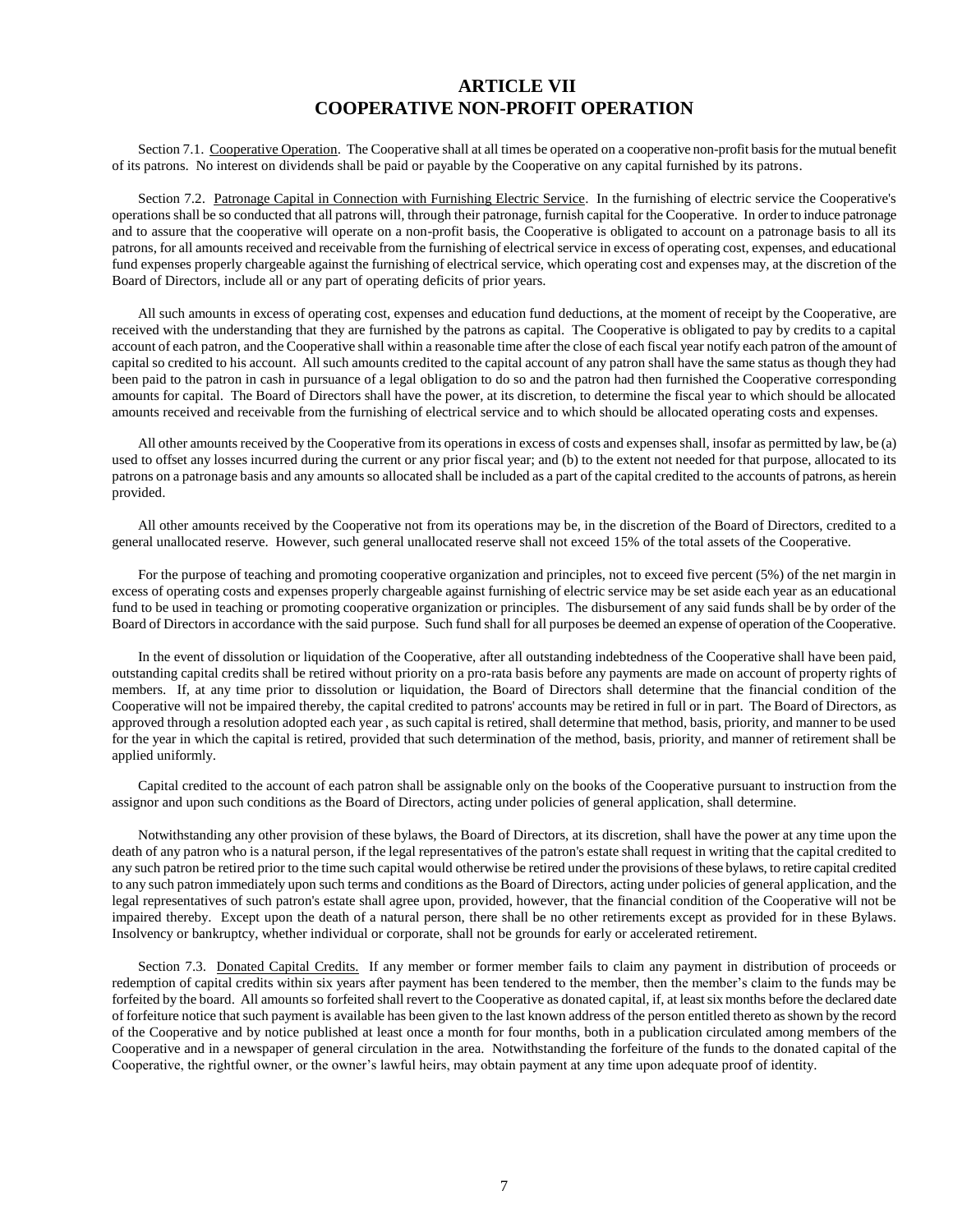# ARTICLE VII
# COOPERATIVE NON-PROFIT OPERATION

Section 7.1. Cooperative Operation. The Cooperative shall at all times be operated on a cooperative non-profit basis for the mutual benefit of its patrons. No interest on dividends shall be paid or payable by the Cooperative on any capital furnished by its patrons.

Section 7.2. Patronage Capital in Connection with Furnishing Electric Service. In the furnishing of electric service the Cooperative's operations shall be so conducted that all patrons will, through their patronage, furnish capital for the Cooperative. In order to induce patronage and to assure that the cooperative will operate on a non-profit basis, the Cooperative is obligated to account on a patronage basis to all its patrons, for all amounts received and receivable from the furnishing of electrical service in excess of operating cost, expenses, and educational fund expenses properly chargeable against the furnishing of electrical service, which operating cost and expenses may, at the discretion of the Board of Directors, include all or any part of operating deficits of prior years.

All such amounts in excess of operating cost, expenses and education fund deductions, at the moment of receipt by the Cooperative, are received with the understanding that they are furnished by the patrons as capital. The Cooperative is obligated to pay by credits to a capital account of each patron, and the Cooperative shall within a reasonable time after the close of each fiscal year notify each patron of the amount of capital so credited to his account. All such amounts credited to the capital account of any patron shall have the same status as though they had been paid to the patron in cash in pursuance of a legal obligation to do so and the patron had then furnished the Cooperative corresponding amounts for capital. The Board of Directors shall have the power, at its discretion, to determine the fiscal year to which should be allocated amounts received and receivable from the furnishing of electrical service and to which should be allocated operating costs and expenses.

All other amounts received by the Cooperative from its operations in excess of costs and expenses shall, insofar as permitted by law, be (a) used to offset any losses incurred during the current or any prior fiscal year; and (b) to the extent not needed for that purpose, allocated to its patrons on a patronage basis and any amounts so allocated shall be included as a part of the capital credited to the accounts of patrons, as herein provided.

All other amounts received by the Cooperative not from its operations may be, in the discretion of the Board of Directors, credited to a general unallocated reserve. However, such general unallocated reserve shall not exceed 15% of the total assets of the Cooperative.

For the purpose of teaching and promoting cooperative organization and principles, not to exceed five percent (5%) of the net margin in excess of operating costs and expenses properly chargeable against furnishing of electric service may be set aside each year as an educational fund to be used in teaching or promoting cooperative organization or principles. The disbursement of any said funds shall be by order of the Board of Directors in accordance with the said purpose. Such fund shall for all purposes be deemed an expense of operation of the Cooperative.

In the event of dissolution or liquidation of the Cooperative, after all outstanding indebtedness of the Cooperative shall have been paid, outstanding capital credits shall be retired without priority on a pro-rata basis before any payments are made on account of property rights of members. If, at any time prior to dissolution or liquidation, the Board of Directors shall determine that the financial condition of the Cooperative will not be impaired thereby, the capital credited to patrons' accounts may be retired in full or in part. The Board of Directors, as approved through a resolution adopted each year , as such capital is retired, shall determine that method, basis, priority, and manner to be used for the year in which the capital is retired, provided that such determination of the method, basis, priority, and manner of retirement shall be applied uniformly.

Capital credited to the account of each patron shall be assignable only on the books of the Cooperative pursuant to instruction from the assignor and upon such conditions as the Board of Directors, acting under policies of general application, shall determine.

Notwithstanding any other provision of these bylaws, the Board of Directors, at its discretion, shall have the power at any time upon the death of any patron who is a natural person, if the legal representatives of the patron's estate shall request in writing that the capital credited to any such patron be retired prior to the time such capital would otherwise be retired under the provisions of these bylaws, to retire capital credited to any such patron immediately upon such terms and conditions as the Board of Directors, acting under policies of general application, and the legal representatives of such patron's estate shall agree upon, provided, however, that the financial condition of the Cooperative will not be impaired thereby. Except upon the death of a natural person, there shall be no other retirements except as provided for in these Bylaws. Insolvency or bankruptcy, whether individual or corporate, shall not be grounds for early or accelerated retirement.

Section 7.3. Donated Capital Credits. If any member or former member fails to claim any payment in distribution of proceeds or redemption of capital credits within six years after payment has been tendered to the member, then the member's claim to the funds may be forfeited by the board. All amounts so forfeited shall revert to the Cooperative as donated capital, if, at least six months before the declared date of forfeiture notice that such payment is available has been given to the last known address of the person entitled thereto as shown by the record of the Cooperative and by notice published at least once a month for four months, both in a publication circulated among members of the Cooperative and in a newspaper of general circulation in the area. Notwithstanding the forfeiture of the funds to the donated capital of the Cooperative, the rightful owner, or the owner's lawful heirs, may obtain payment at any time upon adequate proof of identity.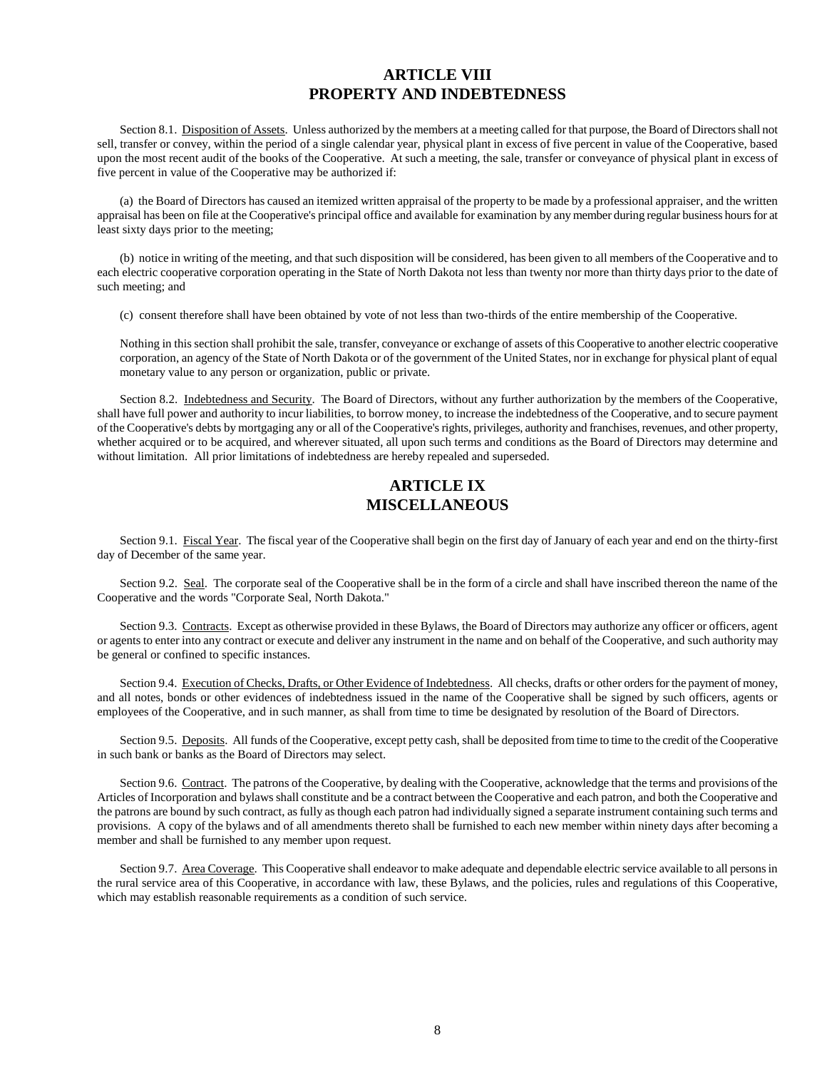## ARTICLE VIII
## PROPERTY AND INDEBTEDNESS

Section 8.1. Disposition of Assets. Unless authorized by the members at a meeting called for that purpose, the Board of Directors shall not sell, transfer or convey, within the period of a single calendar year, physical plant in excess of five percent in value of the Cooperative, based upon the most recent audit of the books of the Cooperative. At such a meeting, the sale, transfer or conveyance of physical plant in excess of five percent in value of the Cooperative may be authorized if:

(a) the Board of Directors has caused an itemized written appraisal of the property to be made by a professional appraiser, and the written appraisal has been on file at the Cooperative's principal office and available for examination by any member during regular business hours for at least sixty days prior to the meeting;

(b) notice in writing of the meeting, and that such disposition will be considered, has been given to all members of the Cooperative and to each electric cooperative corporation operating in the State of North Dakota not less than twenty nor more than thirty days prior to the date of such meeting; and

(c) consent therefore shall have been obtained by vote of not less than two-thirds of the entire membership of the Cooperative.

Nothing in this section shall prohibit the sale, transfer, conveyance or exchange of assets of this Cooperative to another electric cooperative corporation, an agency of the State of North Dakota or of the government of the United States, nor in exchange for physical plant of equal monetary value to any person or organization, public or private.

Section 8.2. Indebtedness and Security. The Board of Directors, without any further authorization by the members of the Cooperative, shall have full power and authority to incur liabilities, to borrow money, to increase the indebtedness of the Cooperative, and to secure payment of the Cooperative's debts by mortgaging any or all of the Cooperative's rights, privileges, authority and franchises, revenues, and other property, whether acquired or to be acquired, and wherever situated, all upon such terms and conditions as the Board of Directors may determine and without limitation. All prior limitations of indebtedness are hereby repealed and superseded.

## ARTICLE IX
## MISCELLANEOUS

Section 9.1. Fiscal Year. The fiscal year of the Cooperative shall begin on the first day of January of each year and end on the thirty-first day of December of the same year.

Section 9.2. Seal. The corporate seal of the Cooperative shall be in the form of a circle and shall have inscribed thereon the name of the Cooperative and the words "Corporate Seal, North Dakota."

Section 9.3. Contracts. Except as otherwise provided in these Bylaws, the Board of Directors may authorize any officer or officers, agent or agents to enter into any contract or execute and deliver any instrument in the name and on behalf of the Cooperative, and such authority may be general or confined to specific instances.

Section 9.4. Execution of Checks, Drafts, or Other Evidence of Indebtedness. All checks, drafts or other orders for the payment of money, and all notes, bonds or other evidences of indebtedness issued in the name of the Cooperative shall be signed by such officers, agents or employees of the Cooperative, and in such manner, as shall from time to time be designated by resolution of the Board of Directors.

Section 9.5. Deposits. All funds of the Cooperative, except petty cash, shall be deposited from time to time to the credit of the Cooperative in such bank or banks as the Board of Directors may select.

Section 9.6. Contract. The patrons of the Cooperative, by dealing with the Cooperative, acknowledge that the terms and provisions of the Articles of Incorporation and bylaws shall constitute and be a contract between the Cooperative and each patron, and both the Cooperative and the patrons are bound by such contract, as fully as though each patron had individually signed a separate instrument containing such terms and provisions. A copy of the bylaws and of all amendments thereto shall be furnished to each new member within ninety days after becoming a member and shall be furnished to any member upon request.

Section 9.7. Area Coverage. This Cooperative shall endeavor to make adequate and dependable electric service available to all persons in the rural service area of this Cooperative, in accordance with law, these Bylaws, and the policies, rules and regulations of this Cooperative, which may establish reasonable requirements as a condition of such service.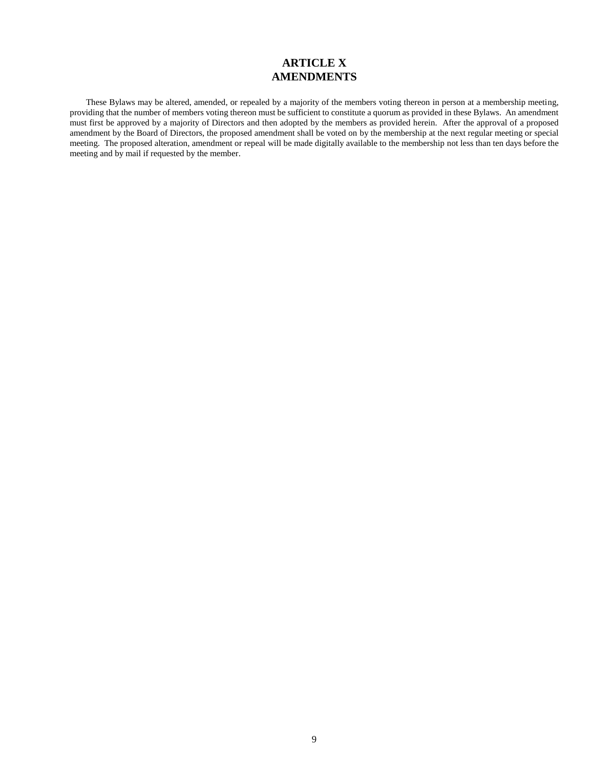# ARTICLE X
# AMENDMENTS

These Bylaws may be altered, amended, or repealed by a majority of the members voting thereon in person at a membership meeting, providing that the number of members voting thereon must be sufficient to constitute a quorum as provided in these Bylaws. An amendment must first be approved by a majority of Directors and then adopted by the members as provided herein. After the approval of a proposed amendment by the Board of Directors, the proposed amendment shall be voted on by the membership at the next regular meeting or special meeting. The proposed alteration, amendment or repeal will be made digitally available to the membership not less than ten days before the meeting and by mail if requested by the member.